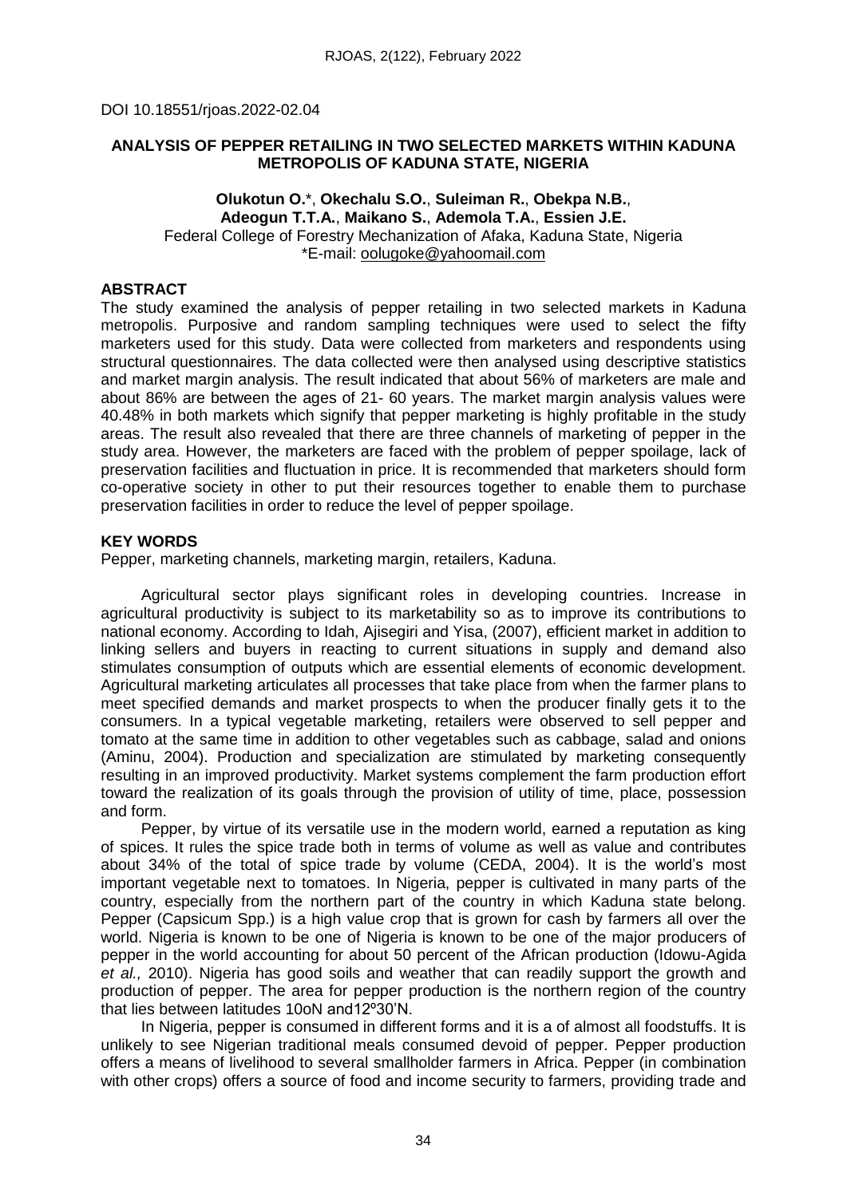DOI 10.18551/rjoas.2022-02.04

## ANALYSIS OF PEPPER RETAILING IN TWO SELECTED MARKETS WITHIN KADUNA METROPOLIS OF KADUNA STATE, NIGERIA

**Olukotun O.***, **Okechalu S.O.**, **Suleiman R.**, **Obekpa N.B.**, **Adeogun T.T.A.**, **Maikano S.**, **Ademola T.A.**, **Essien J.E.**
Federal College of Forestry Mechanization of Afaka, Kaduna State, Nigeria
*E-mail: oolugoke@yahoomail.com

### ABSTRACT

The study examined the analysis of pepper retailing in two selected markets in Kaduna metropolis. Purposive and random sampling techniques were used to select the fifty marketers used for this study. Data were collected from marketers and respondents using structural questionnaires. The data collected were then analysed using descriptive statistics and market margin analysis. The result indicated that about 56% of marketers are male and about 86% are between the ages of 21- 60 years. The market margin analysis values were 40.48% in both markets which signify that pepper marketing is highly profitable in the study areas. The result also revealed that there are three channels of marketing of pepper in the study area. However, the marketers are faced with the problem of pepper spoilage, lack of preservation facilities and fluctuation in price. It is recommended that marketers should form co-operative society in other to put their resources together to enable them to purchase preservation facilities in order to reduce the level of pepper spoilage.

### KEY WORDS

Pepper, marketing channels, marketing margin, retailers, Kaduna.

Agricultural sector plays significant roles in developing countries. Increase in agricultural productivity is subject to its marketability so as to improve its contributions to national economy. According to Idah, Ajisegiri and Yisa, (2007), efficient market in addition to linking sellers and buyers in reacting to current situations in supply and demand also stimulates consumption of outputs which are essential elements of economic development. Agricultural marketing articulates all processes that take place from when the farmer plans to meet specified demands and market prospects to when the producer finally gets it to the consumers. In a typical vegetable marketing, retailers were observed to sell pepper and tomato at the same time in addition to other vegetables such as cabbage, salad and onions (Aminu, 2004). Production and specialization are stimulated by marketing consequently resulting in an improved productivity. Market systems complement the farm production effort toward the realization of its goals through the provision of utility of time, place, possession and form.

Pepper, by virtue of its versatile use in the modern world, earned a reputation as king of spices. It rules the spice trade both in terms of volume as well as value and contributes about 34% of the total of spice trade by volume (CEDA, 2004). It is the world's most important vegetable next to tomatoes. In Nigeria, pepper is cultivated in many parts of the country, especially from the northern part of the country in which Kaduna state belong. Pepper (Capsicum Spp.) is a high value crop that is grown for cash by farmers all over the world. Nigeria is known to be one of Nigeria is known to be one of the major producers of pepper in the world accounting for about 50 percent of the African production (Idowu-Agida *et al.,* 2010). Nigeria has good soils and weather that can readily support the growth and production of pepper. The area for pepper production is the northern region of the country that lies between latitudes 10oN and12º30'N.

In Nigeria, pepper is consumed in different forms and it is a of almost all foodstuffs. It is unlikely to see Nigerian traditional meals consumed devoid of pepper. Pepper production offers a means of livelihood to several smallholder farmers in Africa. Pepper (in combination with other crops) offers a source of food and income security to farmers, providing trade and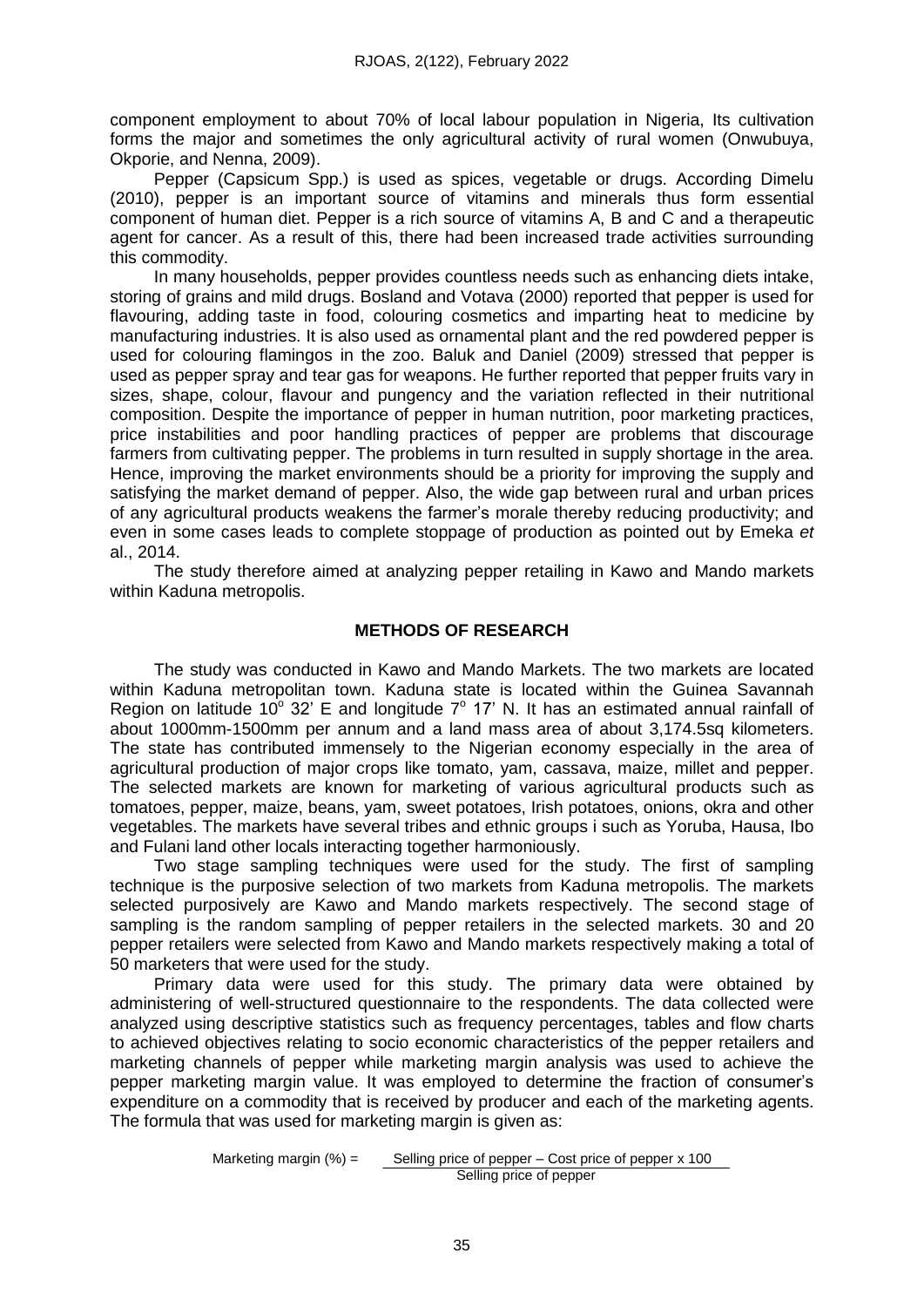component employment to about 70% of local labour population in Nigeria, Its cultivation forms the major and sometimes the only agricultural activity of rural women (Onwubuya, Okporie, and Nenna, 2009).

Pepper (Capsicum Spp.) is used as spices, vegetable or drugs. According Dimelu (2010), pepper is an important source of vitamins and minerals thus form essential component of human diet. Pepper is a rich source of vitamins A, B and C and a therapeutic agent for cancer. As a result of this, there had been increased trade activities surrounding this commodity.

In many households, pepper provides countless needs such as enhancing diets intake, storing of grains and mild drugs. Bosland and Votava (2000) reported that pepper is used for flavouring, adding taste in food, colouring cosmetics and imparting heat to medicine by manufacturing industries. It is also used as ornamental plant and the red powdered pepper is used for colouring flamingos in the zoo. Baluk and Daniel (2009) stressed that pepper is used as pepper spray and tear gas for weapons. He further reported that pepper fruits vary in sizes, shape, colour, flavour and pungency and the variation reflected in their nutritional composition. Despite the importance of pepper in human nutrition, poor marketing practices, price instabilities and poor handling practices of pepper are problems that discourage farmers from cultivating pepper. The problems in turn resulted in supply shortage in the area. Hence, improving the market environments should be a priority for improving the supply and satisfying the market demand of pepper. Also, the wide gap between rural and urban prices of any agricultural products weakens the farmer's morale thereby reducing productivity; and even in some cases leads to complete stoppage of production as pointed out by Emeka *et* al., 2014.

The study therefore aimed at analyzing pepper retailing in Kawo and Mando markets within Kaduna metropolis.

## METHODS OF RESEARCH

The study was conducted in Kawo and Mando Markets. The two markets are located within Kaduna metropolitan town. Kaduna state is located within the Guinea Savannah Region on latitude 10° 32' E and longitude 7° 17' N. It has an estimated annual rainfall of about 1000mm-1500mm per annum and a land mass area of about 3,174.5sq kilometers. The state has contributed immensely to the Nigerian economy especially in the area of agricultural production of major crops like tomato, yam, cassava, maize, millet and pepper. The selected markets are known for marketing of various agricultural products such as tomatoes, pepper, maize, beans, yam, sweet potatoes, Irish potatoes, onions, okra and other vegetables. The markets have several tribes and ethnic groups i such as Yoruba, Hausa, Ibo and Fulani land other locals interacting together harmoniously.

Two stage sampling techniques were used for the study. The first of sampling technique is the purposive selection of two markets from Kaduna metropolis. The markets selected purposively are Kawo and Mando markets respectively. The second stage of sampling is the random sampling of pepper retailers in the selected markets. 30 and 20 pepper retailers were selected from Kawo and Mando markets respectively making a total of 50 marketers that were used for the study.

Primary data were used for this study. The primary data were obtained by administering of well-structured questionnaire to the respondents. The data collected were analyzed using descriptive statistics such as frequency percentages, tables and flow charts to achieved objectives relating to socio economic characteristics of the pepper retailers and marketing channels of pepper while marketing margin analysis was used to achieve the pepper marketing margin value. It was employed to determine the fraction of consumer's expenditure on a commodity that is received by producer and each of the marketing agents. The formula that was used for marketing margin is given as:

$$\text{Marketing margin (\%)} = \frac{\text{Selling price of pepper} - \text{Cost price of pepper} \times 100}{\text{Selling price of pepper}}$$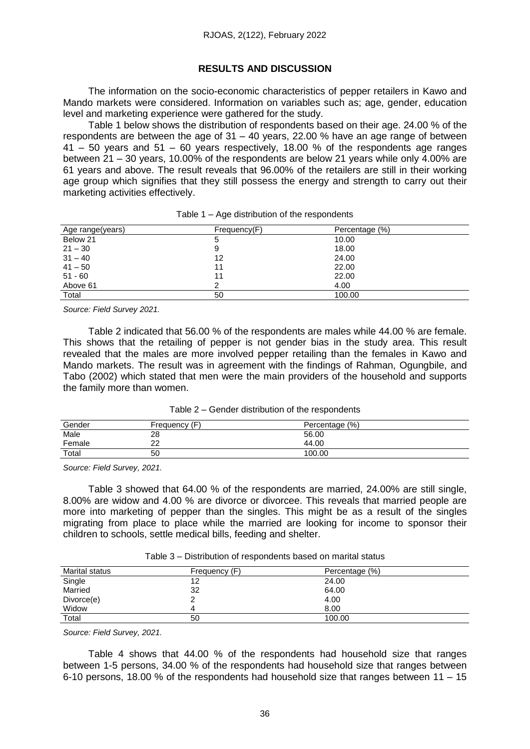## RESULTS AND DISCUSSION

The information on the socio-economic characteristics of pepper retailers in Kawo and Mando markets were considered. Information on variables such as; age, gender, education level and marketing experience were gathered for the study.

Table 1 below shows the distribution of respondents based on their age. 24.00 % of the respondents are between the age of 31 – 40 years, 22.00 % have an age range of between 41 – 50 years and 51 – 60 years respectively, 18.00 % of the respondents age ranges between 21 – 30 years, 10.00% of the respondents are below 21 years while only 4.00% are 61 years and above. The result reveals that 96.00% of the retailers are still in their working age group which signifies that they still possess the energy and strength to carry out their marketing activities effectively.

Table 1 – Age distribution of the respondents

| Age range(years) | Frequency(F) | Percentage (%) |
|---|---|---|
| Below 21 | 5 | 10.00 |
| 21 – 30 | 9 | 18.00 |
| 31 – 40 | 12 | 24.00 |
| 41 – 50 | 11 | 22.00 |
| 51 - 60 | 11 | 22.00 |
| Above 61 | 2 | 4.00 |
| Total | 50 | 100.00 |

*Source: Field Survey 2021.*

Table 2 indicated that 56.00 % of the respondents are males while 44.00 % are female. This shows that the retailing of pepper is not gender bias in the study area. This result revealed that the males are more involved pepper retailing than the females in Kawo and Mando markets. The result was in agreement with the findings of Rahman, Ogungbile, and Tabo (2002) which stated that men were the main providers of the household and supports the family more than women.

Table 2 – Gender distribution of the respondents

| Gender | Frequency (F) | Percentage (%) |
|---|---|---|
| Male | 28 | 56.00 |
| Female | 22 | 44.00 |
| Total | 50 | 100.00 |

*Source: Field Survey, 2021.*

Table 3 showed that 64.00 % of the respondents are married, 24.00% are still single, 8.00% are widow and 4.00 % are divorce or divorcee. This reveals that married people are more into marketing of pepper than the singles. This might be as a result of the singles migrating from place to place while the married are looking for income to sponsor their children to schools, settle medical bills, feeding and shelter.

Table 3 – Distribution of respondents based on marital status

| Marital status | Frequency (F) | Percentage (%) |
|---|---|---|
| Single | 12 | 24.00 |
| Married | 32 | 64.00 |
| Divorce(e) | 2 | 4.00 |
| Widow | 4 | 8.00 |
| Total | 50 | 100.00 |

*Source: Field Survey, 2021.*

Table 4 shows that 44.00 % of the respondents had household size that ranges between 1-5 persons, 34.00 % of the respondents had household size that ranges between 6-10 persons, 18.00 % of the respondents had household size that ranges between 11 – 15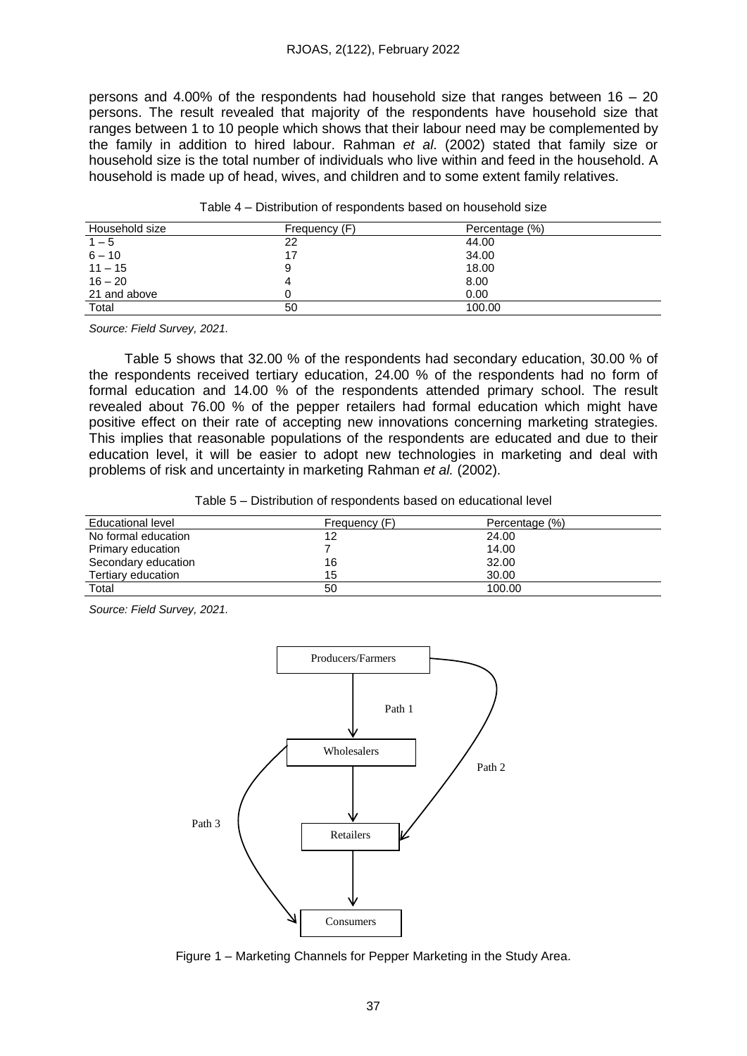persons and 4.00% of the respondents had household size that ranges between 16 – 20 persons. The result revealed that majority of the respondents have household size that ranges between 1 to 10 people which shows that their labour need may be complemented by the family in addition to hired labour. Rahman *et al*. (2002) stated that family size or household size is the total number of individuals who live within and feed in the household. A household is made up of head, wives, and children and to some extent family relatives.

Table 4 – Distribution of respondents based on household size

| Household size | Frequency (F) | Percentage (%) |
|---|---|---|
| 1 – 5 | 22 | 44.00 |
| 6 – 10 | 17 | 34.00 |
| 11 – 15 | 9 | 18.00 |
| 16 – 20 | 4 | 8.00 |
| 21 and above | 0 | 0.00 |
| Total | 50 | 100.00 |

*Source: Field Survey, 2021.*

Table 5 shows that 32.00 % of the respondents had secondary education, 30.00 % of the respondents received tertiary education, 24.00 % of the respondents had no form of formal education and 14.00 % of the respondents attended primary school. The result revealed about 76.00 % of the pepper retailers had formal education which might have positive effect on their rate of accepting new innovations concerning marketing strategies. This implies that reasonable populations of the respondents are educated and due to their education level, it will be easier to adopt new technologies in marketing and deal with problems of risk and uncertainty in marketing Rahman *et al.* (2002).

Table 5 – Distribution of respondents based on educational level

| Educational level | Frequency (F) | Percentage (%) |
|---|---|---|
| No formal education | 12 | 24.00 |
| Primary education | 7 | 14.00 |
| Secondary education | 16 | 32.00 |
| Tertiary education | 15 | 30.00 |
| Total | 50 | 100.00 |

*Source: Field Survey, 2021.*

Producers/Farmers

Path 1

Wholesalers

Path 2

Path 3

Retailers

Consumers

Figure 1 – Marketing Channels for Pepper Marketing in the Study Area.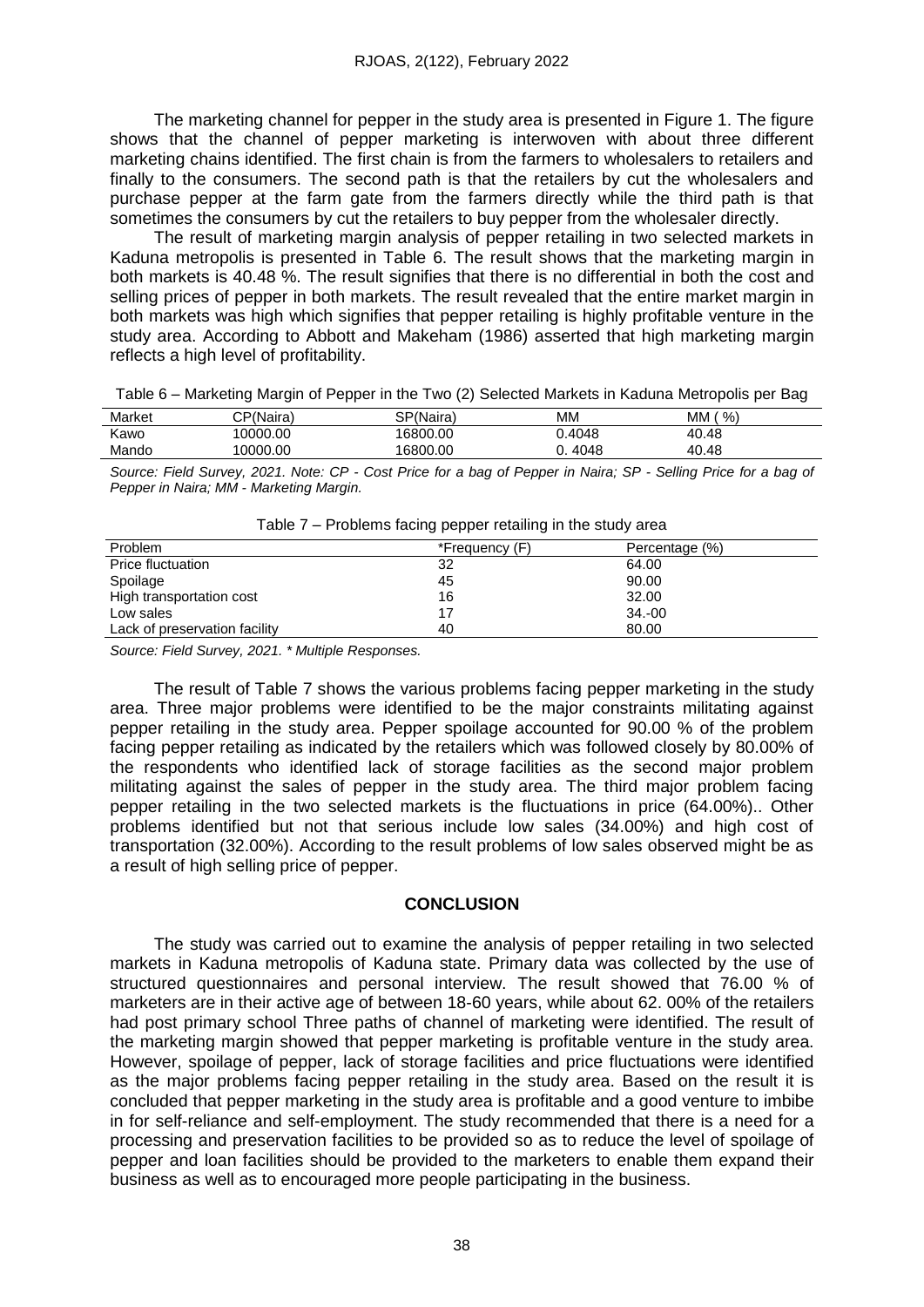The marketing channel for pepper in the study area is presented in Figure 1. The figure shows that the channel of pepper marketing is interwoven with about three different marketing chains identified. The first chain is from the farmers to wholesalers to retailers and finally to the consumers. The second path is that the retailers by cut the wholesalers and purchase pepper at the farm gate from the farmers directly while the third path is that sometimes the consumers by cut the retailers to buy pepper from the wholesaler directly.

The result of marketing margin analysis of pepper retailing in two selected markets in Kaduna metropolis is presented in Table 6. The result shows that the marketing margin in both markets is 40.48 %. The result signifies that there is no differential in both the cost and selling prices of pepper in both markets. The result revealed that the entire market margin in both markets was high which signifies that pepper retailing is highly profitable venture in the study area. According to Abbott and Makeham (1986) asserted that high marketing margin reflects a high level of profitability.

Table 6 – Marketing Margin of Pepper in the Two (2) Selected Markets in Kaduna Metropolis per Bag

| Market | CP(Naira) | SP(Naira) | MM | MM ( %) |
|---|---|---|---|---|
| Kawo | 10000.00 | 16800.00 | 0.4048 | 40.48 |
| Mando | 10000.00 | 16800.00 | 0. 4048 | 40.48 |

*Source: Field Survey, 2021. Note: CP - Cost Price for a bag of Pepper in Naira; SP - Selling Price for a bag of Pepper in Naira; MM - Marketing Margin.*

Table 7 – Problems facing pepper retailing in the study area

| Problem | *Frequency (F) | Percentage (%) |
|---|---|---|
| Price fluctuation | 32 | 64.00 |
| Spoilage | 45 | 90.00 |
| High transportation cost | 16 | 32.00 |
| Low sales | 17 | 34.-00 |
| Lack of preservation facility | 40 | 80.00 |

*Source: Field Survey, 2021. * Multiple Responses.*

The result of Table 7 shows the various problems facing pepper marketing in the study area. Three major problems were identified to be the major constraints militating against pepper retailing in the study area. Pepper spoilage accounted for 90.00 % of the problem facing pepper retailing as indicated by the retailers which was followed closely by 80.00% of the respondents who identified lack of storage facilities as the second major problem militating against the sales of pepper in the study area. The third major problem facing pepper retailing in the two selected markets is the fluctuations in price (64.00%).. Other problems identified but not that serious include low sales (34.00%) and high cost of transportation (32.00%). According to the result problems of low sales observed might be as a result of high selling price of pepper.

## CONCLUSION

The study was carried out to examine the analysis of pepper retailing in two selected markets in Kaduna metropolis of Kaduna state. Primary data was collected by the use of structured questionnaires and personal interview. The result showed that 76.00 % of marketers are in their active age of between 18-60 years, while about 62. 00% of the retailers had post primary school Three paths of channel of marketing were identified. The result of the marketing margin showed that pepper marketing is profitable venture in the study area. However, spoilage of pepper, lack of storage facilities and price fluctuations were identified as the major problems facing pepper retailing in the study area. Based on the result it is concluded that pepper marketing in the study area is profitable and a good venture to imbibe in for self-reliance and self-employment. The study recommended that there is a need for a processing and preservation facilities to be provided so as to reduce the level of spoilage of pepper and loan facilities should be provided to the marketers to enable them expand their business as well as to encouraged more people participating in the business.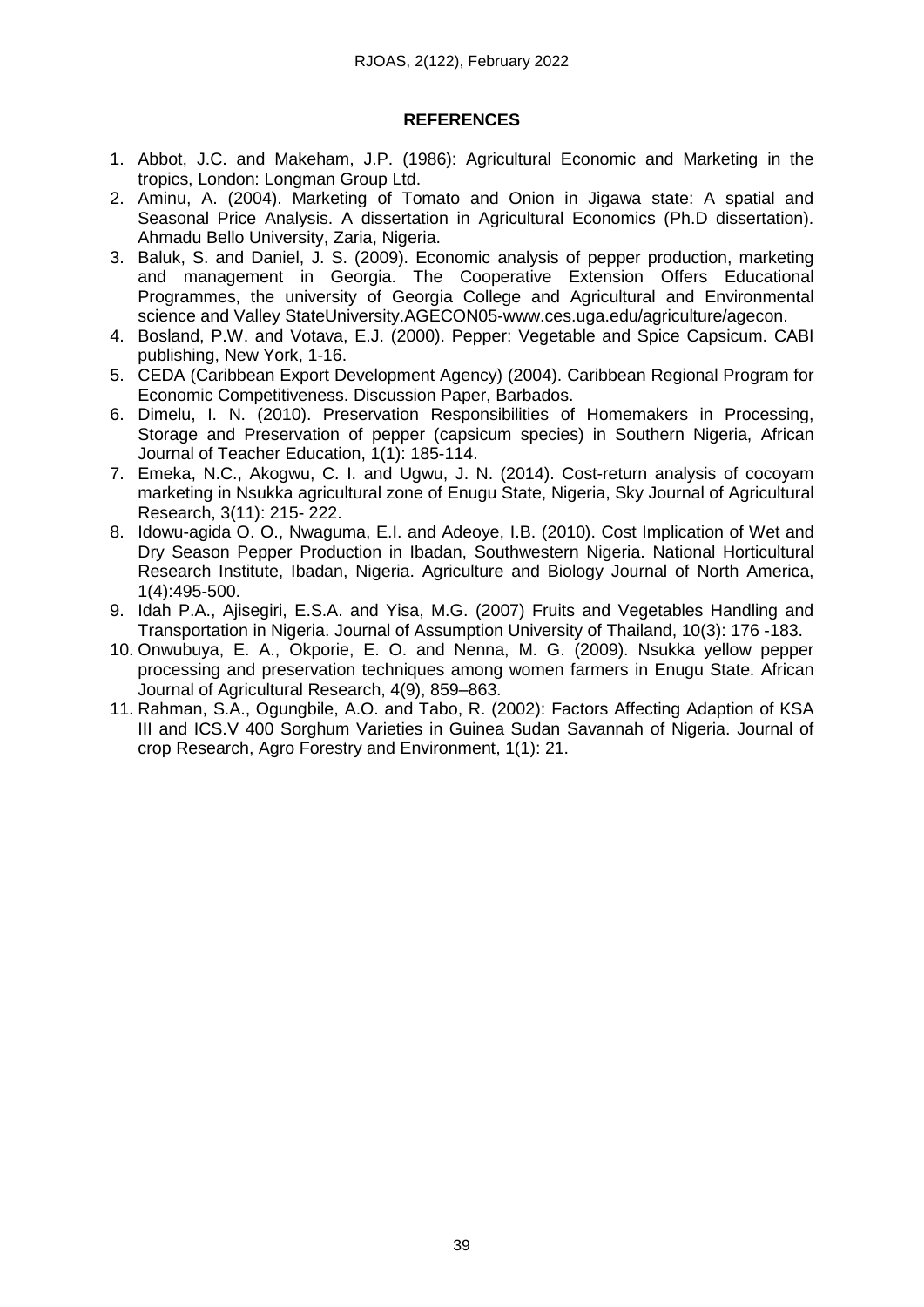## REFERENCES

1. Abbot, J.C. and Makeham, J.P. (1986): Agricultural Economic and Marketing in the tropics, London: Longman Group Ltd.
2. Aminu, A. (2004). Marketing of Tomato and Onion in Jigawa state: A spatial and Seasonal Price Analysis. A dissertation in Agricultural Economics (Ph.D dissertation). Ahmadu Bello University, Zaria, Nigeria.
3. Baluk, S. and Daniel, J. S. (2009). Economic analysis of pepper production, marketing and management in Georgia. The Cooperative Extension Offers Educational Programmes, the university of Georgia College and Agricultural and Environmental science and Valley StateUniversity.AGECON05-www.ces.uga.edu/agriculture/agecon.
4. Bosland, P.W. and Votava, E.J. (2000). Pepper: Vegetable and Spice Capsicum. CABI publishing, New York, 1-16.
5. CEDA (Caribbean Export Development Agency) (2004). Caribbean Regional Program for Economic Competitiveness. Discussion Paper, Barbados.
6. Dimelu, I. N. (2010). Preservation Responsibilities of Homemakers in Processing, Storage and Preservation of pepper (capsicum species) in Southern Nigeria, African Journal of Teacher Education, 1(1): 185-114.
7. Emeka, N.C., Akogwu, C. I. and Ugwu, J. N. (2014). Cost-return analysis of cocoyam marketing in Nsukka agricultural zone of Enugu State, Nigeria, Sky Journal of Agricultural Research, 3(11): 215- 222.
8. Idowu-agida O. O., Nwaguma, E.I. and Adeoye, I.B. (2010). Cost Implication of Wet and Dry Season Pepper Production in Ibadan, Southwestern Nigeria. National Horticultural Research Institute, Ibadan, Nigeria. Agriculture and Biology Journal of North America, 1(4):495-500.
9. Idah P.A., Ajisegiri, E.S.A. and Yisa, M.G. (2007) Fruits and Vegetables Handling and Transportation in Nigeria. Journal of Assumption University of Thailand, 10(3): 176 -183.
10. Onwubuya, E. A., Okporie, E. O. and Nenna, M. G. (2009). Nsukka yellow pepper processing and preservation techniques among women farmers in Enugu State. African Journal of Agricultural Research, 4(9), 859–863.
11. Rahman, S.A., Ogungbile, A.O. and Tabo, R. (2002): Factors Affecting Adaption of KSA III and ICS.V 400 Sorghum Varieties in Guinea Sudan Savannah of Nigeria. Journal of crop Research, Agro Forestry and Environment, 1(1): 21.